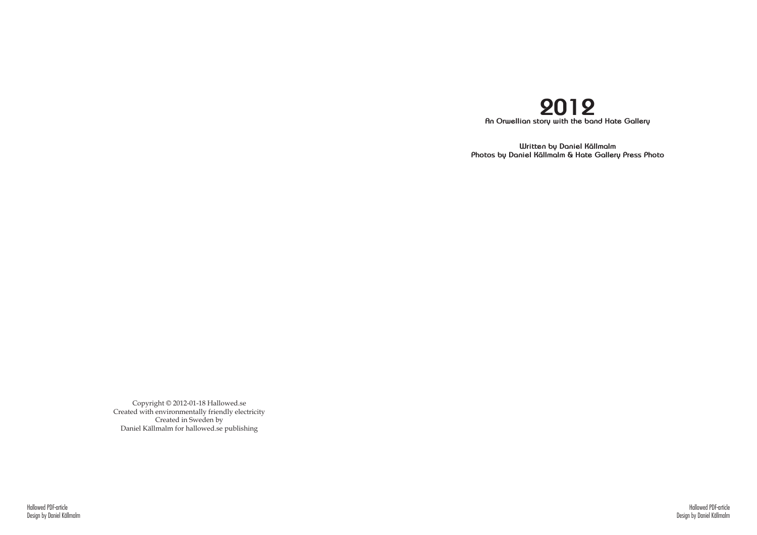# 2012

**An Orwellian story with the band Hate Gallery**

**Written by Daniel Källmalm**
**Photos by Daniel Källmalm & Hate Gallery Press Photo**

Copyright © 2012-01-18 Hallowed.se
Created with environmentally friendly electricity
Created in Sweden by
Daniel Källmalm for hallowed.se publishing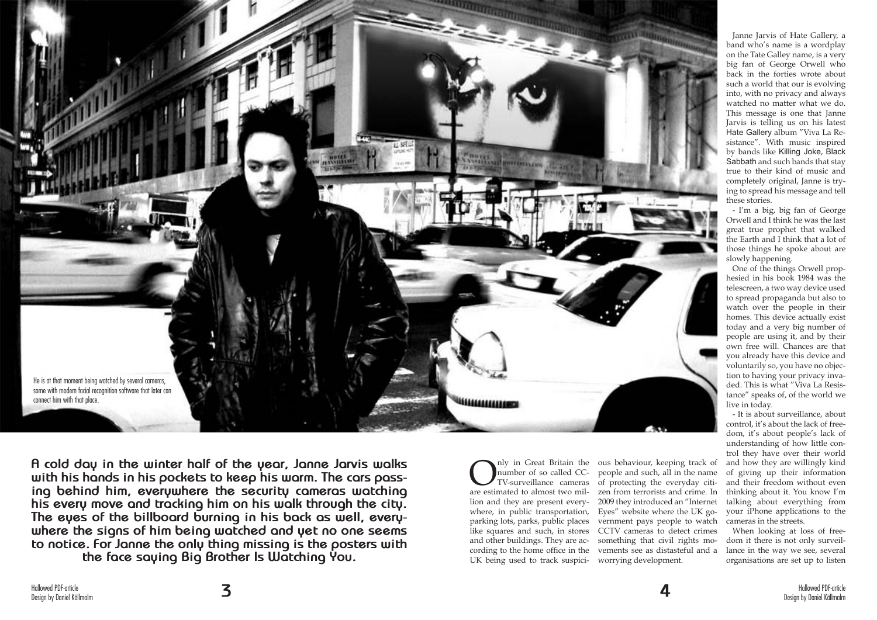He is at that moment being watched by several cameras, some with modern facial recognition software that later can connect him with that place.

**A cold day in the winter half of the year, Janne Jarvis walks with his hands in his pockets to keep his warm. The cars passing behind him, everywhere the security cameras watching his every move and tracking him on his walk through the city. The eyes of the billboard burning in his back as well, everywhere the signs of him being watched and yet no one seems to notice. For Janne the only thing missing is the posters with the face saying Big Brother Is Watching You.**

Only in Great Britain the number of so called CCTV-surveillance cameras are estimated to almost two million and they are present everywhere, in public transportation, parking lots, parks, public places like squares and such, in stores and other buildings. They are according to the home office in the UK being used to track suspicious behaviour, keeping track of people and such, all in the name of protecting the everyday citizen from terrorists and crime. In 2009 they introduced an "Internet Eyes" website where the UK government pays people to watch CCTV cameras to detect crimes something that civil rights movements see as distasteful and a worrying development.

Janne Jarvis of Hate Gallery, a band who's name is a wordplay on the Tate Galley name, is a very big fan of George Orwell who back in the forties wrote about such a world that our is evolving into, with no privacy and always watched no matter what we do. This message is one that Janne Jarvis is telling us on his latest Hate Gallery album "Viva La Resistance". With music inspired by bands like Killing Joke, Black Sabbath and such bands that stay true to their kind of music and completely original, Janne is trying to spread his message and tell these stories.

- I'm a big, big fan of George Orwell and I think he was the last great true prophet that walked the Earth and I think that a lot of those things he spoke about are slowly happening.

One of the things Orwell prophesied in his book 1984 was the telescreen, a two way device used to spread propaganda but also to watch over the people in their homes. This device actually exist today and a very big number of people are using it, and by their own free will. Chances are that you already have this device and voluntarily so, you have no objection to having your privacy invaded. This is what "Viva La Resistance" speaks of, of the world we live in today.

- It is about surveillance, about control, it's about the lack of freedom, it's about people's lack of understanding of how little control they have over their world and how they are willingly kind of giving up their information and their freedom without even thinking about it. You know I'm talking about everything from your iPhone applications to the cameras in the streets.

When looking at loss of freedom it there is not only surveillance in the way we see, several organisations are set up to listen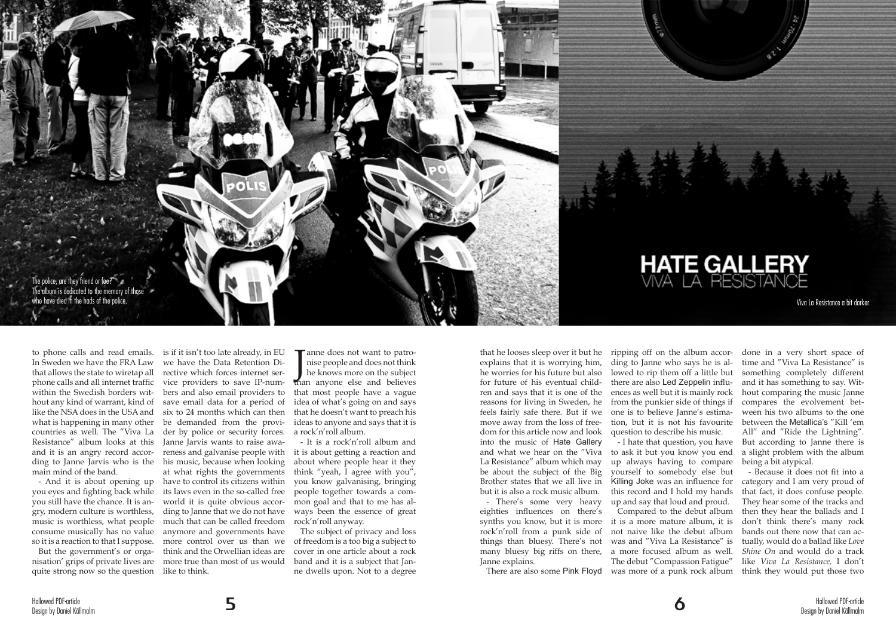The police, are they friend or foe?
The album is dedicated to the memory of those who have died in the hads of the police.

# HATE GALLERY
## VIVA LA RESISTANCE

Viva La Resistance a bit darker

to phone calls and read emails. In Sweden we have the FRA Law that allows the state to wiretap all phone calls and all internet traffic within the Swedish borders without any kind of warrant, kind of like the NSA does in the USA and what is happening in many other countries as well. The "Viva La Resistance" album looks at this and it is an angry record according to Janne Jarvis who is the main mind of the band.

- And it is about opening up you eyes and fighting back while you still have the chance. It is angry, modern culture is worthless, music is worthless, what people consume musically has no value so it is a reaction to that I suppose.

But the government's or organisation' grips of private lives are quite strong now so the question is if it isn't too late already, in EU we have the Data Retention Directive which forces internet service providers to save IP-numbers and also email providers to save email data for a period of six to 24 months which can then be demanded from the provider by police or security forces. Janne Jarvis wants to raise awareness and galvanise people with his music, because when looking at what rights the governments have to control its citizens within its laws even in the so-called free world it is quite obvious according to Janne that we do not have much that can be called freedom anymore and governments have more control over us than we think and the Orwellian ideas are more true than most of us would like to think.

Janne does not want to patronise people and does not think he knows more on the subject than anyone else and believes that most people have a vague idea of what's going on and says that he doesn't want to preach his ideas to anyone and says that it is a rock'n'roll album.

- It is a rock'n'roll album and it is about getting a reaction and about where people hear it they think "yeah, I agree with you", you know galvanising, bringing people together towards a common goal and that to me has always been the essence of great rock'n'roll anyway.

The subject of privacy and loss of freedom is a too big a subject to cover in one article about a rock band and it is a subject that Janne dwells upon. Not to a degree that he looses sleep over it but he explains that it is worrying him, he worries for his future but also for future of his eventual children and says that it is one of the reasons for living in Sweden, he feels fairly safe there. But if we move away from the loss of freedom for this article now and look into the music of Hate Gallery and what we hear on the "Viva La Resistance" album which may be about the subject of the Big Brother states that we all live in but it is also a rock music album.

- There's some very heavy eighties influences on there's synths you know, but it is more rock'n'roll from a punk side of things than bluesy. There's not many bluesy big riffs on there, Janne explains.

There are also some Pink Floyd ripping off on the album according to Janne who says he is allowed to rip them off a little but there are also Led Zeppelin influences as well but it is mainly rock from the punkier side of things if one is to believe Janne's estimation, but it is not his favourite question to describe his music.

- I hate that question, you have to ask it but you know you end up always having to compare yourself to somebody else but Killing Joke was an influence for this record and I hold my hands up and say that loud and proud.

Compared to the debut album it is a more mature album, it is not naive like the debut album was and "Viva La Resistance" is a more focused album as well. The debut "Compassion Fatigue" was more of a punk rock album done in a very short space of time and "Viva La Resistance" is something completely different and it has something to say. Without comparing the music Janne compares the evolvement between his two albums to the one between the Metallica's "Kill 'em All" and "Ride the Lightning". But according to Janne there is a slight problem with the album being a bit atypical.

- Because it does not fit into a category and I am very proud of that fact, it does confuse people. They hear some of the tracks and then they hear the ballads and I don't think there's many rock bands out there now that can actually, would do a ballad like *Love Shine On* and would do a track like *Viva La Resistance,* I don't think they would put those two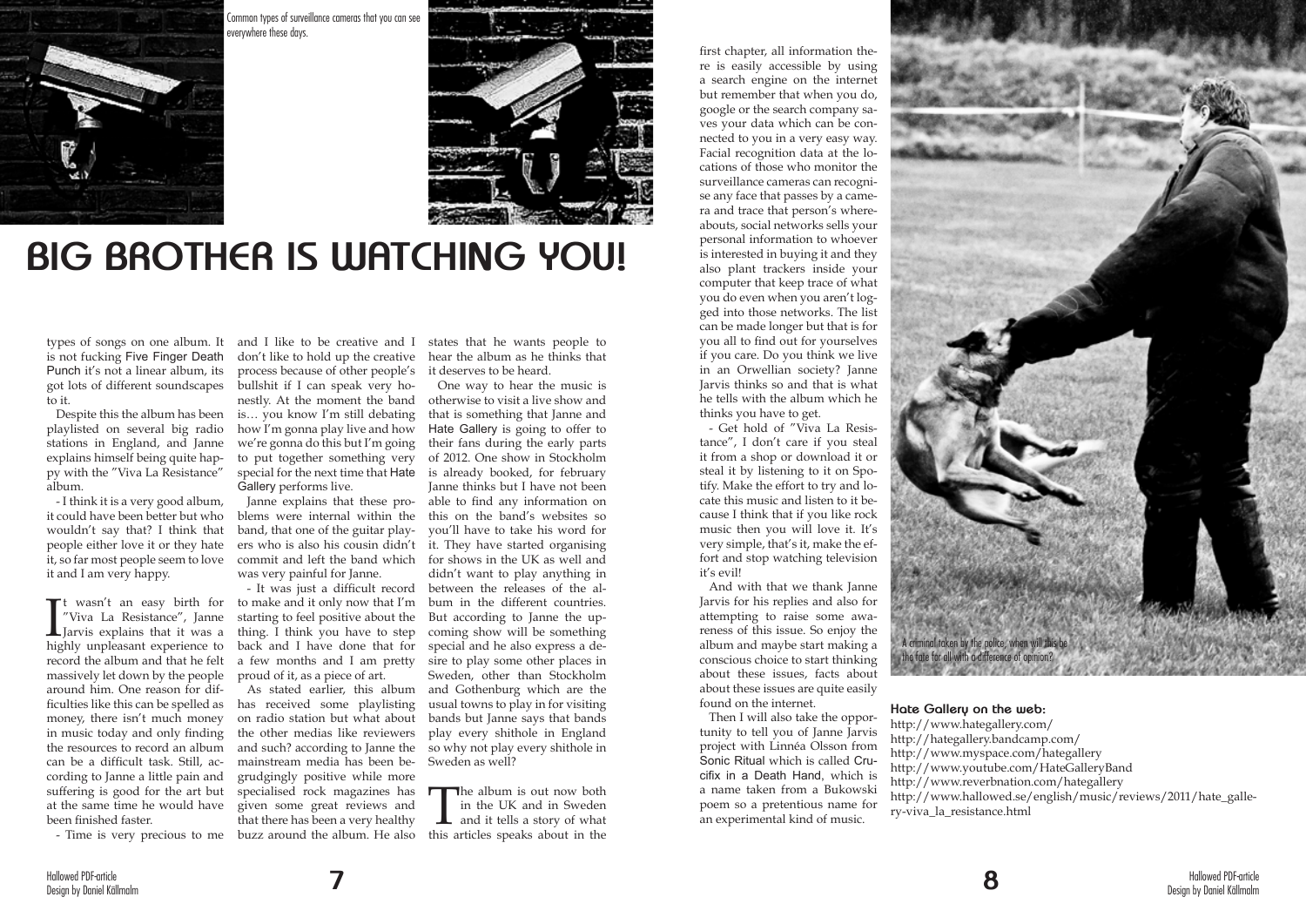Common types of surveillance cameras that you can see everywhere these days.

# BIG BROTHER IS WATCHING YOU!

types of songs on one album. It is not fucking Five Finger Death Punch it's not a linear album, its got lots of different soundscapes to it.

Despite this the album has been playlisted on several big radio stations in England, and Janne explains himself being quite happy with the "Viva La Resistance" album.

- I think it is a very good album, it could have been better but who wouldn't say that? I think that people either love it or they hate it, so far most people seem to love it and I am very happy.

It wasn't an easy birth for "Viva La Resistance", Janne Jarvis explains that it was a highly unpleasant experience to record the album and that he felt massively let down by the people around him. One reason for difficulties like this can be spelled as money, there isn't much money in music today and only finding the resources to record an album can be a difficult task. Still, according to Janne a little pain and suffering is good for the art but at the same time he would have been finished faster.

- Time is very precious to me and I like to be creative and I don't like to hold up the creative process because of other people's bullshit if I can speak very honestly. At the moment the band is… you know I'm still debating how I'm gonna play live and how we're gonna do this but I'm going to put together something very special for the next time that Hate Gallery performs live.

Janne explains that these problems were internal within the band, that one of the guitar players who is also his cousin didn't commit and left the band which was very painful for Janne.

- It was just a difficult record to make and it only now that I'm starting to feel positive about the thing. I think you have to step back and I have done that for a few months and I am pretty proud of it, as a piece of art.

As stated earlier, this album has received some playlisting on radio station but what about the other medias like reviewers and such? according to Janne the mainstream media has been begrudgingly positive while more specialised rock magazines has given some great reviews and that there has been a very healthy buzz around the album. He also states that he wants people to hear the album as he thinks that it deserves to be heard.

One way to hear the music is otherwise to visit a live show and that is something that Janne and Hate Gallery is going to offer to their fans during the early parts of 2012. One show in Stockholm is already booked, for february Janne thinks but I have not been able to find any information on this on the band's websites so you'll have to take his word for it. They have started organising for shows in the UK as well and didn't want to play anything in between the releases of the album in the different countries. But according to Janne the upcoming show will be something special and he also express a desire to play some other places in Sweden, other than Stockholm and Gothenburg which are the usual towns to play in for visiting bands but Janne says that bands play every shithole in England so why not play every shithole in Sweden as well?

The album is out now both in the UK and in Sweden and it tells a story of what this articles speaks about in the first chapter, all information there is easily accessible by using a search engine on the internet but remember that when you do, google or the search company saves your data which can be connected to you in a very easy way. Facial recognition data at the locations of those who monitor the surveillance cameras can recognise any face that passes by a camera and trace that person's whereabouts, social networks sells your personal information to whoever is interested in buying it and they also plant trackers inside your computer that keep trace of what you do even when you aren't logged into those networks. The list can be made longer but that is for you all to find out for yourselves if you care. Do you think we live in an Orwellian society? Janne Jarvis thinks so and that is what he tells with the album which he thinks that you have to get.

- Get hold of "Viva La Resistance", I don't care if you steal it from a shop or download it or steal it by listening to it on Spotify. Make the effort to try and locate this music and listen to it because I think that if you like rock music then you will love it. It's very simple, that's it, make the effort and stop watching television it's evil!

And with that we thank Janne Jarvis for his replies and also for attempting to raise some awareness of this issue. So enjoy the album and maybe start making a conscious choice to start thinking about these issues, facts about about these issues are quite easily found on the internet.

Then I will also take the opportunity to tell you of Janne Jarvis project with Linnéa Olsson from Sonic Ritual which is called Crucifix in a Death Hand, which is a name taken from a Bukowski poem so a pretentious name for an experimental kind of music.

A criminal taken by the police, when will this be the fate for all with a difference of opinion?

### Hate Gallery on the web:

http://www.hategallery.com/
http://hategallery.bandcamp.com/
http://www.myspace.com/hategallery
http://www.youtube.com/HateGalleryBand
http://www.reverbnation.com/hategallery
http://www.hallowed.se/english/music/reviews/2011/hate_gallery-viva_la_resistance.html